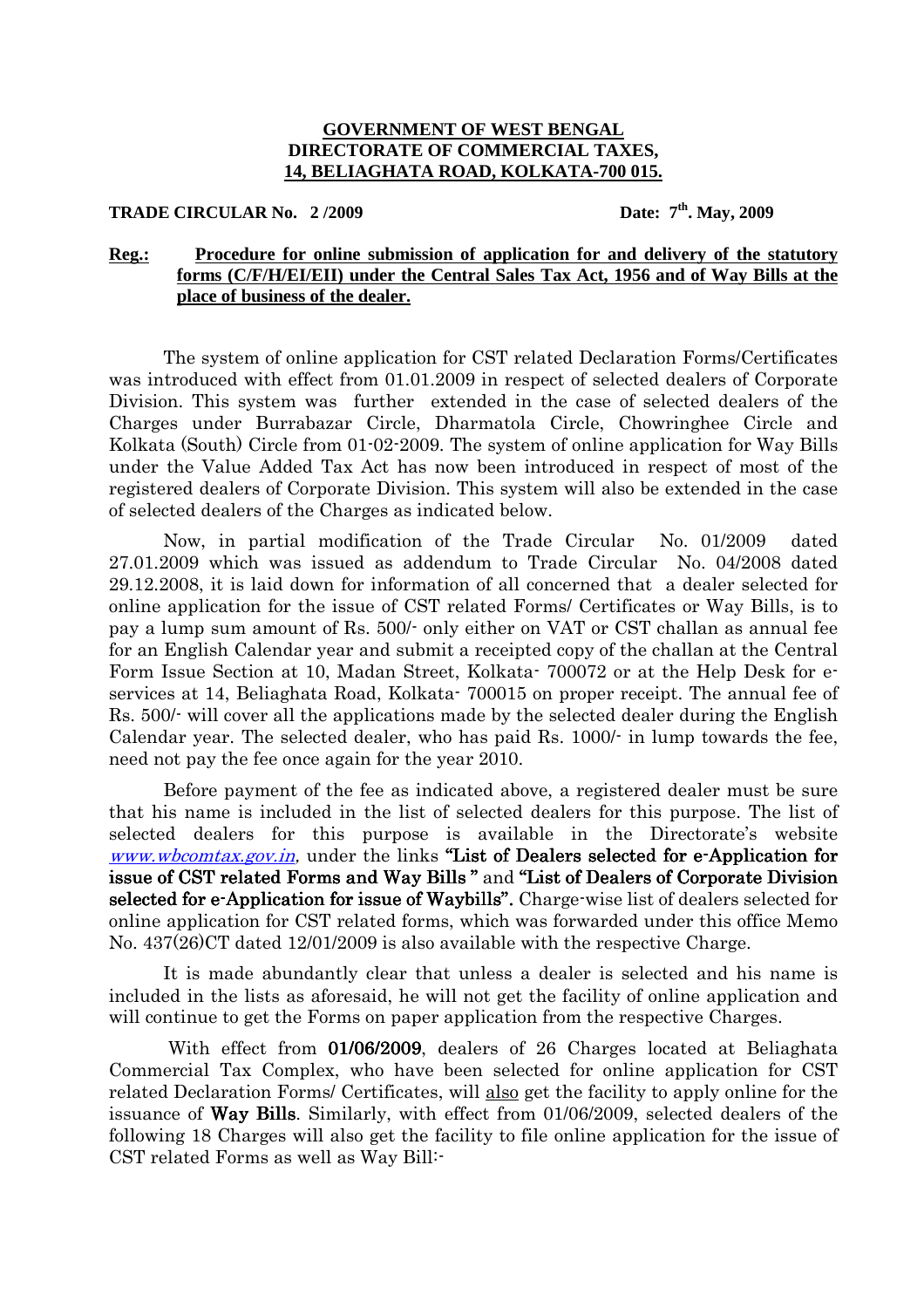**GOVERNMENT OF WEST BENGAL**
**DIRECTORATE OF COMMERCIAL TAXES,**
**14, BELIAGHATA ROAD, KOLKATA-700 015.**

**TRADE CIRCULAR No. 2 /2009** **Date: 7th. May, 2009**

**Reg.:** **Procedure for online submission of application for and delivery of the statutory forms (C/F/H/EI/EII) under the Central Sales Tax Act, 1956 and of Way Bills at the place of business of the dealer.**

The system of online application for CST related Declaration Forms/Certificates was introduced with effect from 01.01.2009 in respect of selected dealers of Corporate Division. This system was further extended in the case of selected dealers of the Charges under Burrabazar Circle, Dharmatola Circle, Chowringhee Circle and Kolkata (South) Circle from 01-02-2009. The system of online application for Way Bills under the Value Added Tax Act has now been introduced in respect of most of the registered dealers of Corporate Division. This system will also be extended in the case of selected dealers of the Charges as indicated below.

Now, in partial modification of the Trade Circular No. 01/2009 dated 27.01.2009 which was issued as addendum to Trade Circular No. 04/2008 dated 29.12.2008, it is laid down for information of all concerned that a dealer selected for online application for the issue of CST related Forms/ Certificates or Way Bills, is to pay a lump sum amount of Rs. 500/- only either on VAT or CST challan as annual fee for an English Calendar year and submit a receipted copy of the challan at the Central Form Issue Section at 10, Madan Street, Kolkata- 700072 or at the Help Desk for e-services at 14, Beliaghata Road, Kolkata- 700015 on proper receipt. The annual fee of Rs. 500/- will cover all the applications made by the selected dealer during the English Calendar year. The selected dealer, who has paid Rs. 1000/- in lump towards the fee, need not pay the fee once again for the year 2010.

Before payment of the fee as indicated above, a registered dealer must be sure that his name is included in the list of selected dealers for this purpose. The list of selected dealers for this purpose is available in the Directorate's website *www.wbcomtax.gov.in*, under the links **"List of Dealers selected for e-Application for issue of CST related Forms and Way Bills "** and **"List of Dealers of Corporate Division selected for e-Application for issue of Waybills".** Charge-wise list of dealers selected for online application for CST related forms, which was forwarded under this office Memo No. 437(26)CT dated 12/01/2009 is also available with the respective Charge.

It is made abundantly clear that unless a dealer is selected and his name is included in the lists as aforesaid, he will not get the facility of online application and will continue to get the Forms on paper application from the respective Charges.

With effect from **01/06/2009**, dealers of 26 Charges located at Beliaghata Commercial Tax Complex, who have been selected for online application for CST related Declaration Forms/ Certificates, will also get the facility to apply online for the issuance of **Way Bills**. Similarly, with effect from 01/06/2009, selected dealers of the following 18 Charges will also get the facility to file online application for the issue of CST related Forms as well as Way Bill:-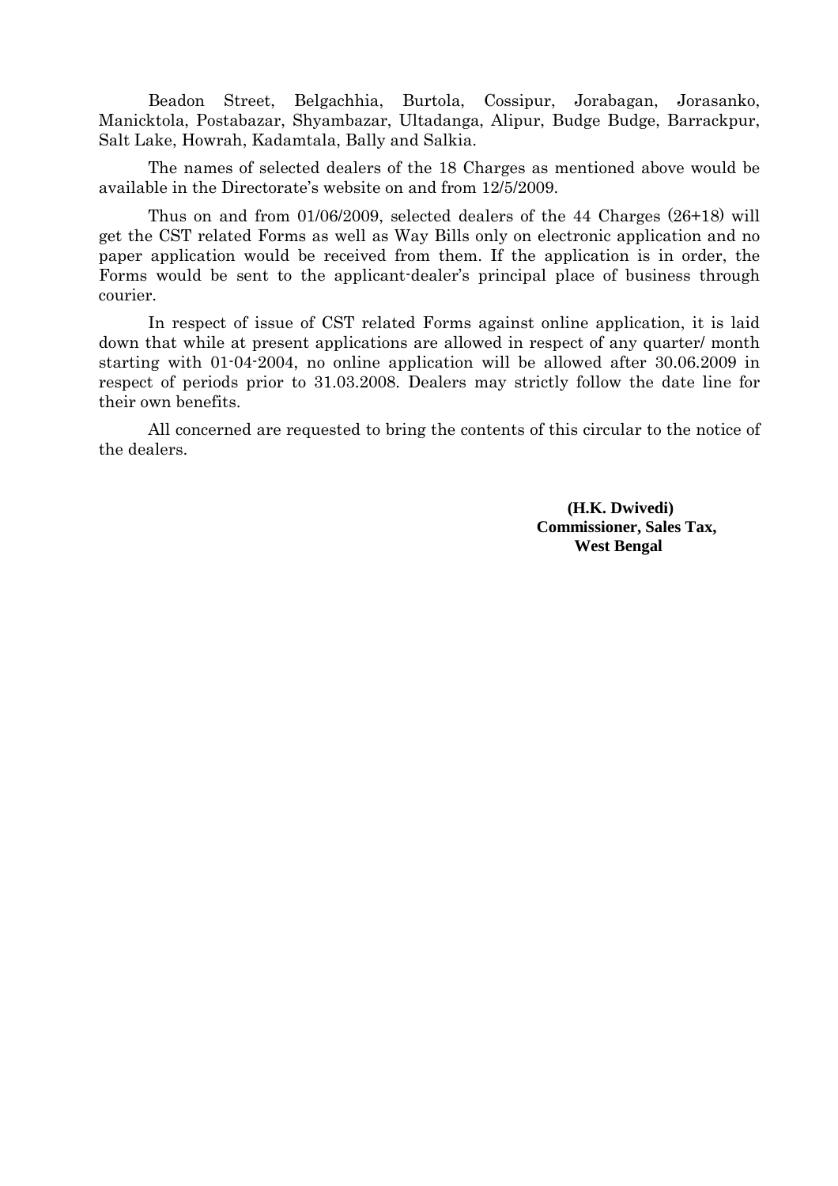Beadon Street, Belgachhia, Burtola, Cossipur, Jorabagan, Jorasanko, Manicktola, Postabazar, Shyambazar, Ultadanga, Alipur, Budge Budge, Barrackpur, Salt Lake, Howrah, Kadamtala, Bally and Salkia.

The names of selected dealers of the 18 Charges as mentioned above would be available in the Directorate's website on and from 12/5/2009.

Thus on and from 01/06/2009, selected dealers of the 44 Charges (26+18) will get the CST related Forms as well as Way Bills only on electronic application and no paper application would be received from them. If the application is in order, the Forms would be sent to the applicant-dealer's principal place of business through courier.

In respect of issue of CST related Forms against online application, it is laid down that while at present applications are allowed in respect of any quarter/ month starting with 01-04-2004, no online application will be allowed after 30.06.2009 in respect of periods prior to 31.03.2008. Dealers may strictly follow the date line for their own benefits.

All concerned are requested to bring the contents of this circular to the notice of the dealers.

**(H.K. Dwivedi)**
**Commissioner, Sales Tax,**
**West Bengal**